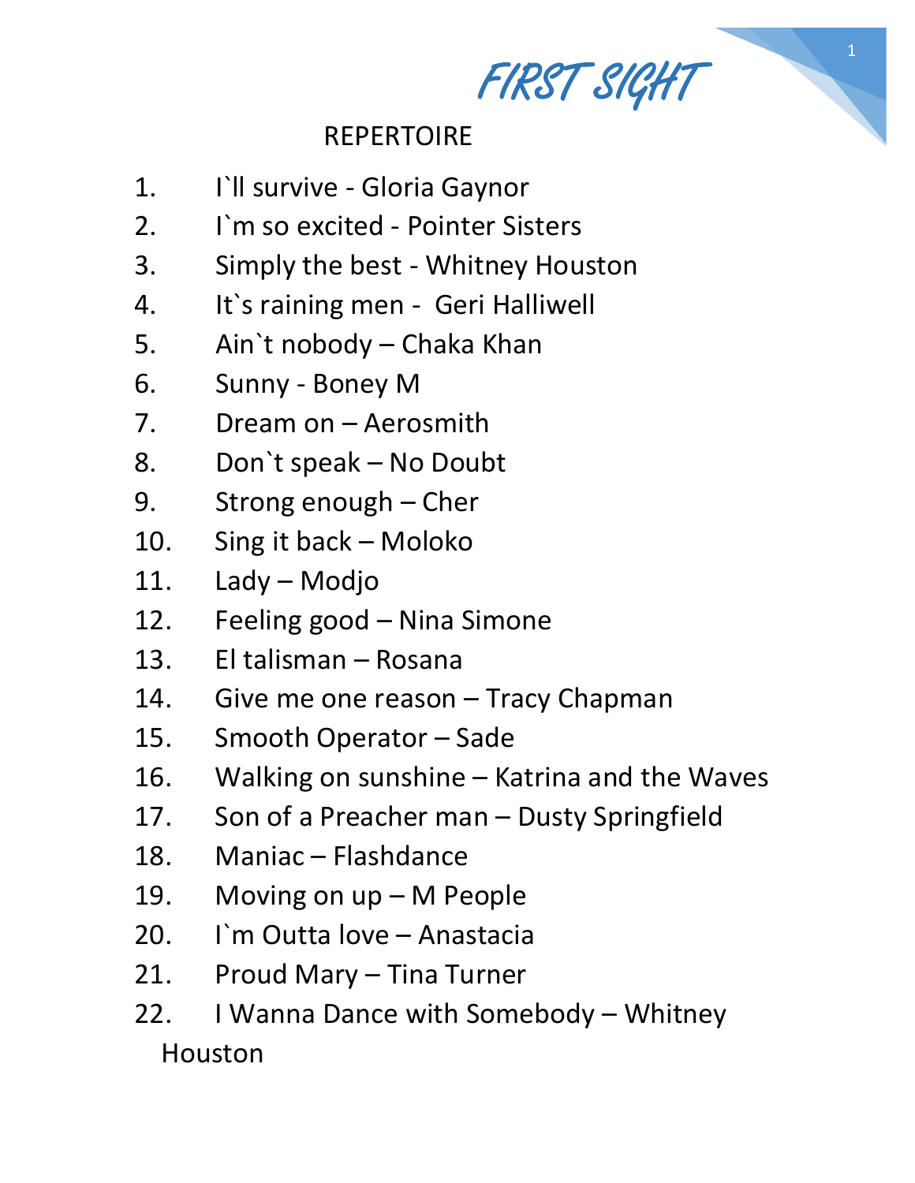# FIRST SIGHT

## REPERTOIRE

1. I`ll survive - Gloria Gaynor
2. I`m so excited - Pointer Sisters
3. Simply the best - Whitney Houston
4. It`s raining men - Geri Halliwell
5. Ain`t nobody – Chaka Khan
6. Sunny - Boney M
7. Dream on – Aerosmith
8. Don`t speak – No Doubt
9. Strong enough – Cher
10. Sing it back – Moloko
11. Lady – Modjo
12. Feeling good – Nina Simone
13. El talisman – Rosana
14. Give me one reason – Tracy Chapman
15. Smooth Operator – Sade
16. Walking on sunshine – Katrina and the Waves
17. Son of a Preacher man – Dusty Springfield
18. Maniac – Flashdance
19. Moving on up – M People
20. I`m Outta love – Anastacia
21. Proud Mary – Tina Turner
22. I Wanna Dance with Somebody – Whitney Houston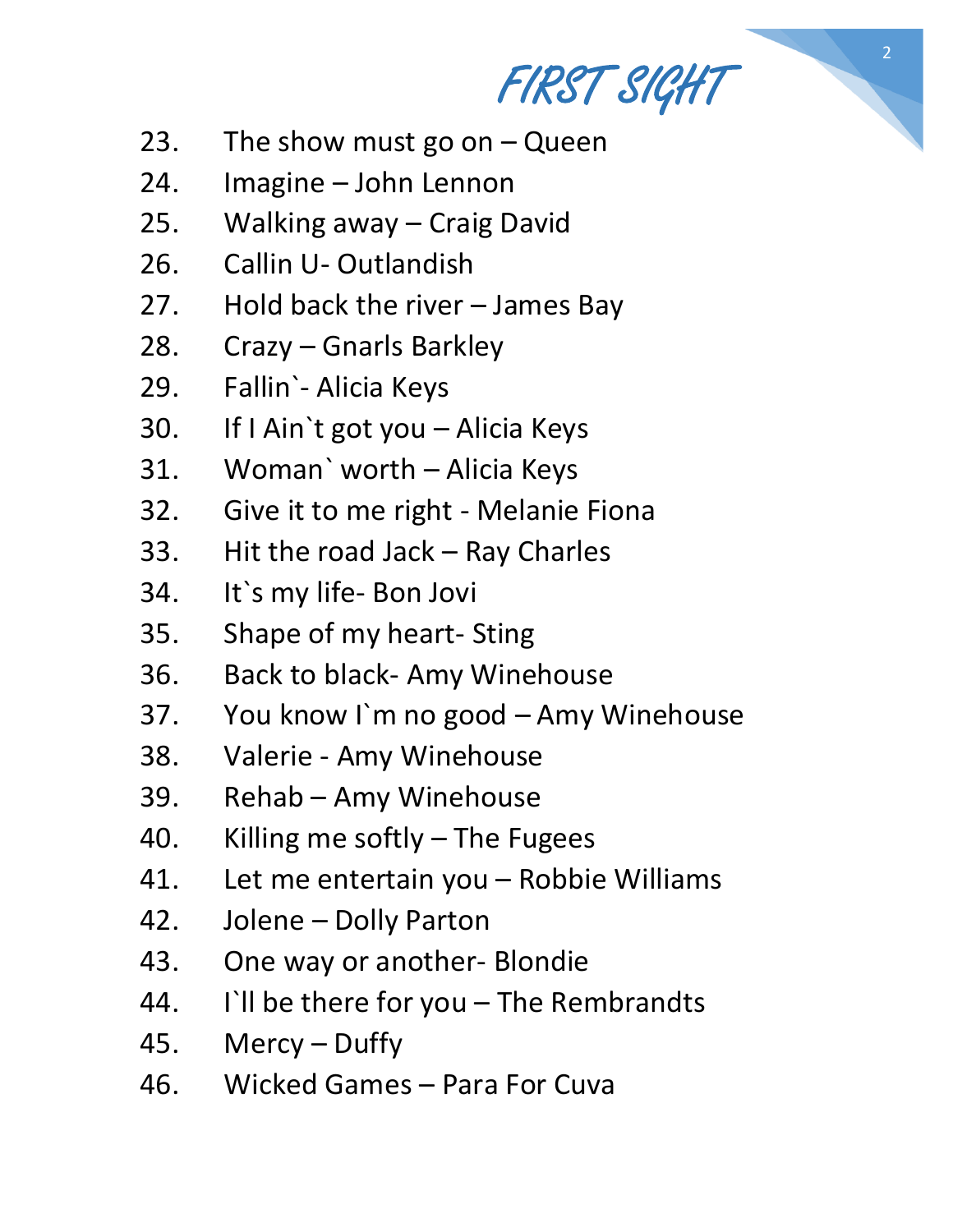FIRST SIGHT

23. The show must go on – Queen
24. Imagine – John Lennon
25. Walking away – Craig David
26. Callin U- Outlandish
27. Hold back the river – James Bay
28. Crazy – Gnarls Barkley
29. Fallin`- Alicia Keys
30. If I Ain`t got you – Alicia Keys
31. Woman` worth – Alicia Keys
32. Give it to me right - Melanie Fiona
33. Hit the road Jack – Ray Charles
34. It`s my life- Bon Jovi
35. Shape of my heart- Sting
36. Back to black- Amy Winehouse
37. You know I`m no good – Amy Winehouse
38. Valerie - Amy Winehouse
39. Rehab – Amy Winehouse
40. Killing me softly – The Fugees
41. Let me entertain you – Robbie Williams
42. Jolene – Dolly Parton
43. One way or another- Blondie
44. I`ll be there for you – The Rembrandts
45. Mercy – Duffy
46. Wicked Games – Para For Cuva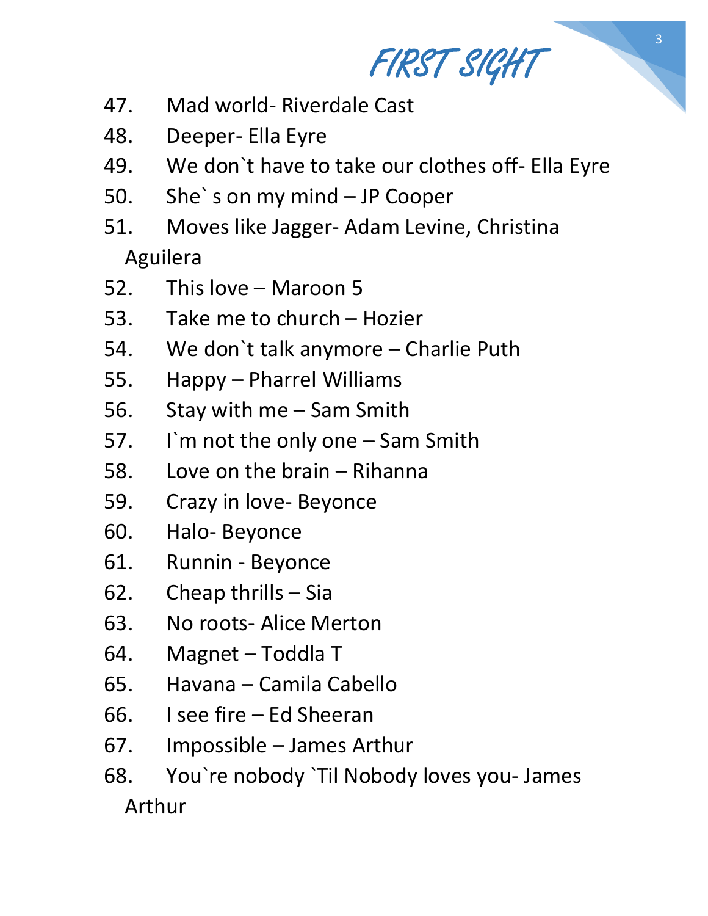# FIRST SIGHT

47. Mad world- Riverdale Cast
48. Deeper- Ella Eyre
49. We don`t have to take our clothes off- Ella Eyre
50. She` s on my mind – JP Cooper
51. Moves like Jagger- Adam Levine, Christina Aguilera
52. This love – Maroon 5
53. Take me to church – Hozier
54. We don`t talk anymore – Charlie Puth
55. Happy – Pharrel Williams
56. Stay with me – Sam Smith
57. I`m not the only one – Sam Smith
58. Love on the brain – Rihanna
59. Crazy in love- Beyonce
60. Halo- Beyonce
61. Runnin - Beyonce
62. Cheap thrills – Sia
63. No roots- Alice Merton
64. Magnet – Toddla T
65. Havana – Camila Cabello
66. I see fire – Ed Sheeran
67. Impossible – James Arthur
68. You`re nobody `Til Nobody loves you- James Arthur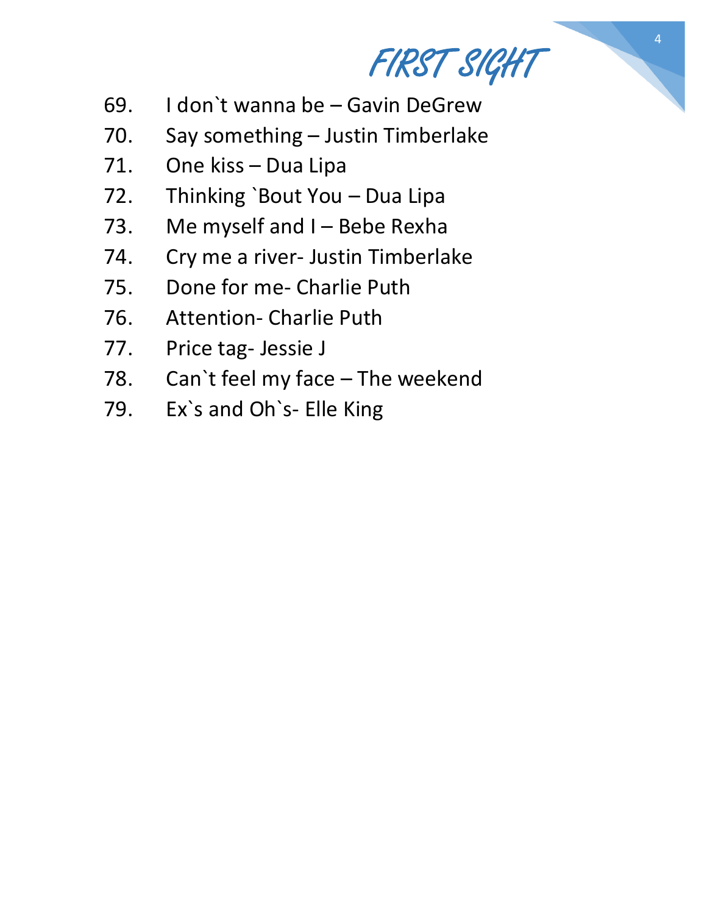# FIRST SIGHT

69. I don`t wanna be – Gavin DeGrew
70. Say something – Justin Timberlake
71. One kiss – Dua Lipa
72. Thinking `Bout You – Dua Lipa
73. Me myself and I – Bebe Rexha
74. Cry me a river- Justin Timberlake
75. Done for me- Charlie Puth
76. Attention- Charlie Puth
77. Price tag- Jessie J
78. Can`t feel my face – The weekend
79. Ex`s and Oh`s- Elle King